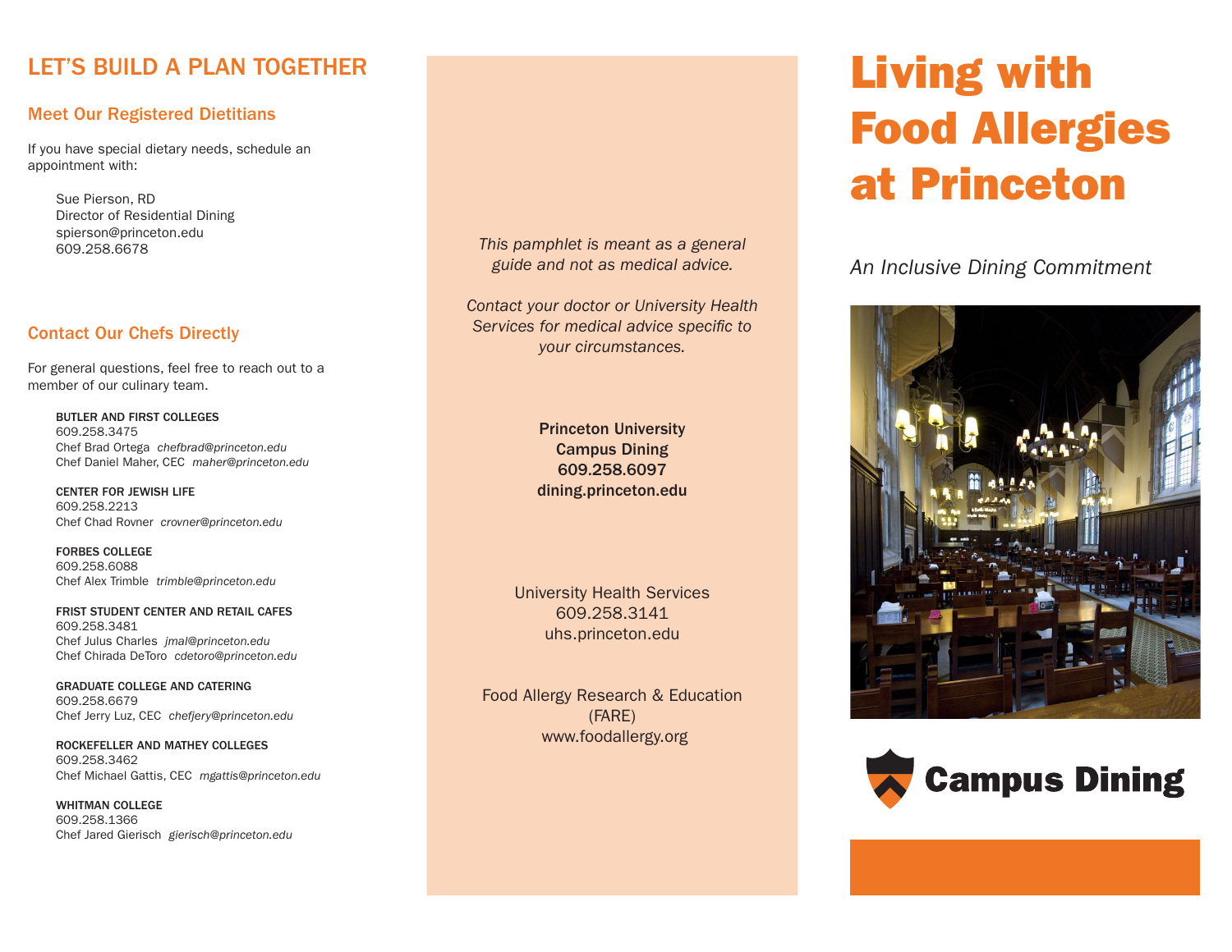## LET'S BUILD A PLAN TOGETHER

### Meet Our Registered Dietitians

If you have special dietary needs, schedule an appointment with:

Sue Pierson, RD
Director of Residential Dining
spierson@princeton.edu
609.258.6678

### Contact Our Chefs Directly

For general questions, feel free to reach out to a member of our culinary team.

**BUTLER AND FIRST COLLEGES**
609.258.3475
Chef Brad Ortega *chefbrad@princeton.edu*
Chef Daniel Maher, CEC *maher@princeton.edu*

**CENTER FOR JEWISH LIFE**
609.258.2213
Chef Chad Rovner *crovner@princeton.edu*

**FORBES COLLEGE**
609.258.6088
Chef Alex Trimble *trimble@princeton.edu*

**FRIST STUDENT CENTER AND RETAIL CAFES**
609.258.3481
Chef Julus Charles *jmal@princeton.edu*
Chef Chirada DeToro *cdetoro@princeton.edu*

**GRADUATE COLLEGE AND CATERING**
609.258.6679
Chef Jerry Luz, CEC *chefjery@princeton.edu*

**ROCKEFELLER AND MATHEY COLLEGES**
609.258.3462
Chef Michael Gattis, CEC *mgattis@princeton.edu*

**WHITMAN COLLEGE**
609.258.1366
Chef Jared Gierisch *gierisch@princeton.edu*

*This pamphlet is meant as a general guide and not as medical advice.*

*Contact your doctor or University Health Services for medical advice specific to your circumstances.*

**Princeton University**
**Campus Dining**
**609.258.6097**
**dining.princeton.edu**

University Health Services
609.258.3141
uhs.princeton.edu

Food Allergy Research & Education (FARE)
www.foodallergy.org

# Living with Food Allergies at Princeton

*An Inclusive Dining Commitment*

Campus Dining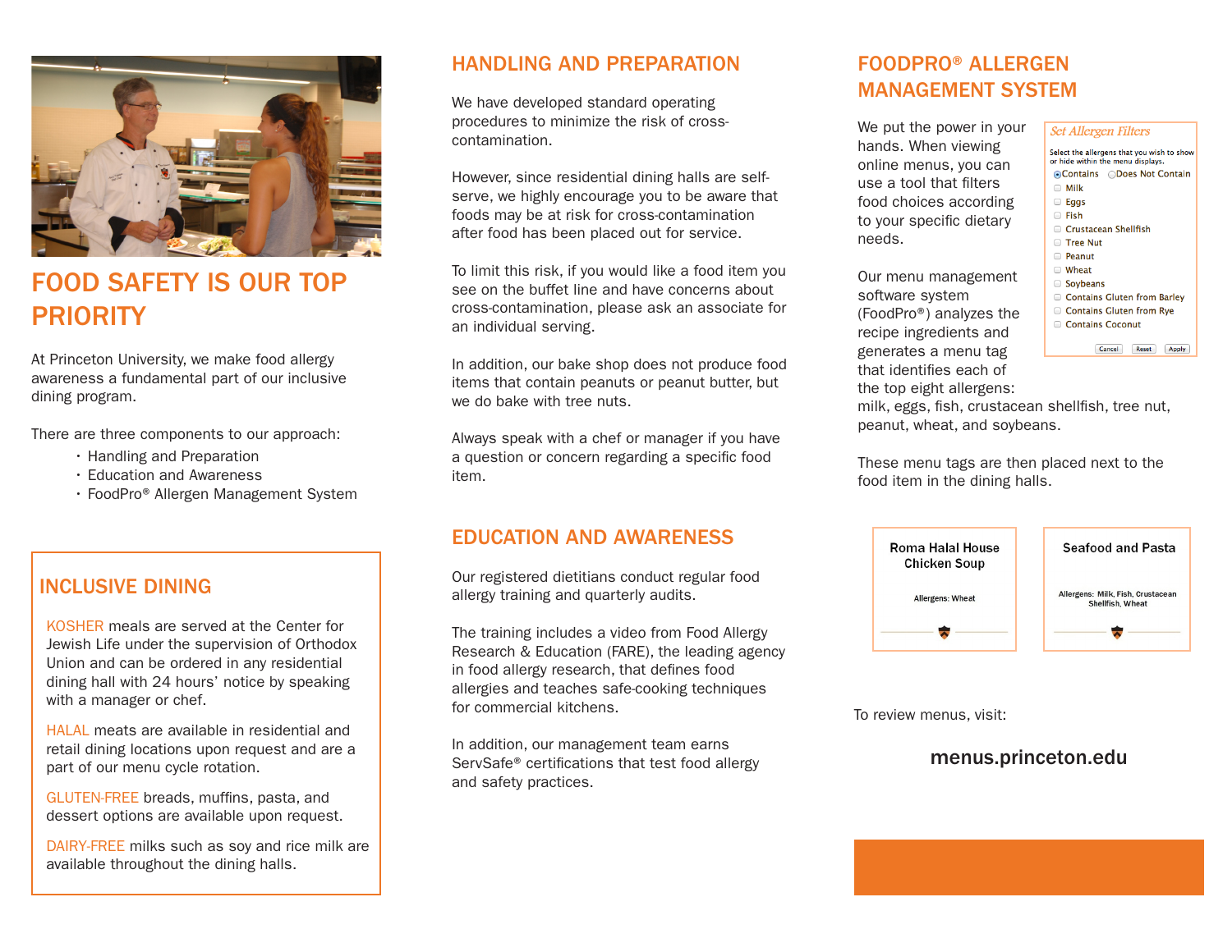# FOOD SAFETY IS OUR TOP PRIORITY

At Princeton University, we make food allergy awareness a fundamental part of our inclusive dining program.

There are three components to our approach:

- Handling and Preparation
- Education and Awareness
- FoodPro® Allergen Management System

## INCLUSIVE DINING

KOSHER meals are served at the Center for Jewish Life under the supervision of Orthodox Union and can be ordered in any residential dining hall with 24 hours' notice by speaking with a manager or chef.

HALAL meats are available in residential and retail dining locations upon request and are a part of our menu cycle rotation.

GLUTEN-FREE breads, muffins, pasta, and dessert options are available upon request.

DAIRY-FREE milks such as soy and rice milk are available throughout the dining halls.

## HANDLING AND PREPARATION

We have developed standard operating procedures to minimize the risk of cross-contamination.

However, since residential dining halls are self-serve, we highly encourage you to be aware that foods may be at risk for cross-contamination after food has been placed out for service.

To limit this risk, if you would like a food item you see on the buffet line and have concerns about cross-contamination, please ask an associate for an individual serving.

In addition, our bake shop does not produce food items that contain peanuts or peanut butter, but we do bake with tree nuts.

Always speak with a chef or manager if you have a question or concern regarding a specific food item.

## EDUCATION AND AWARENESS

Our registered dietitians conduct regular food allergy training and quarterly audits.

The training includes a video from Food Allergy Research & Education (FARE), the leading agency in food allergy research, that defines food allergies and teaches safe-cooking techniques for commercial kitchens.

In addition, our management team earns ServSafe® certifications that test food allergy and safety practices.

## FOODPRO® ALLERGEN MANAGEMENT SYSTEM

We put the power in your hands. When viewing online menus, you can use a tool that filters food choices according to your specific dietary needs.

*Set Allergen Filters*

Select the allergens that you wish to show or hide within the menu displays.

- Contains / Does Not Contain
- Milk
- Eggs
- Fish
- Crustacean Shellfish
- Tree Nut
- Peanut
- Wheat
- Soybeans
- Contains Gluten from Barley
- Contains Gluten from Rye
- Contains Coconut

Cancel | Reset | Apply

Our menu management software system (FoodPro®) analyzes the recipe ingredients and generates a menu tag that identifies each of the top eight allergens: milk, eggs, fish, crustacean shellfish, tree nut, peanut, wheat, and soybeans.

These menu tags are then placed next to the food item in the dining halls.

**Roma Halal House Chicken Soup**

Allergens: Wheat

**Seafood and Pasta**

Allergens: Milk, Fish, Crustacean Shellfish, Wheat

To review menus, visit:

**menus.princeton.edu**